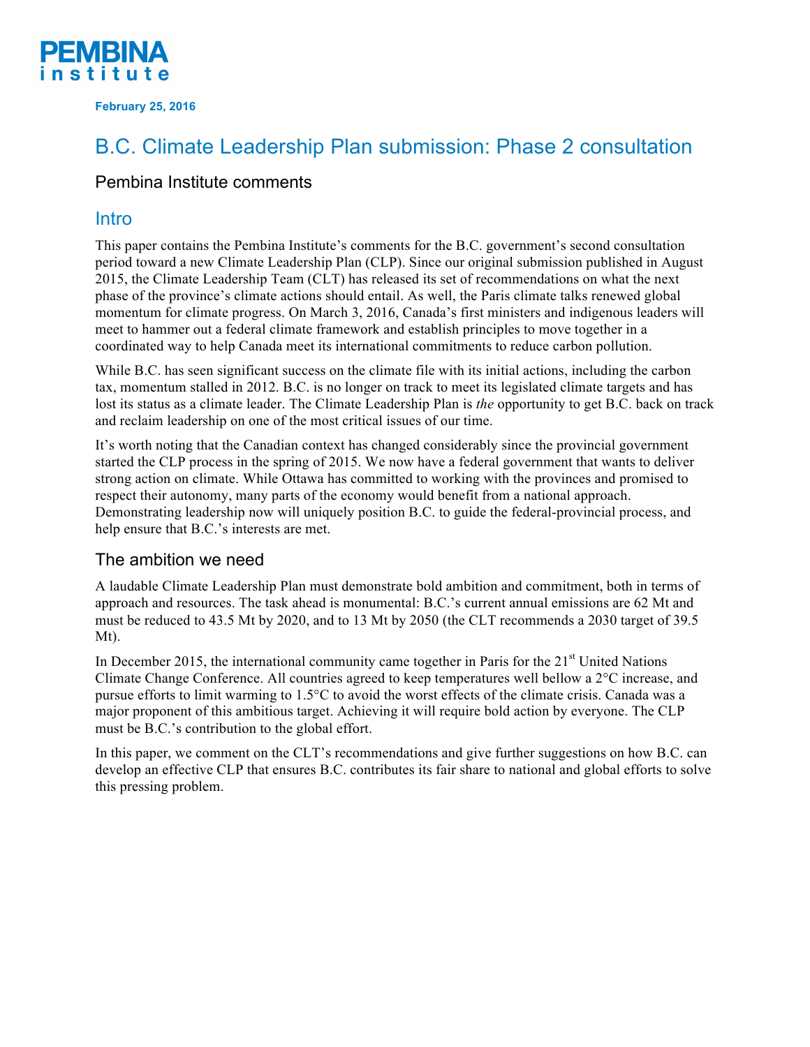PEMBINA institute

February 25, 2016

# B.C. Climate Leadership Plan submission: Phase 2 consultation

## Pembina Institute comments

## Intro

This paper contains the Pembina Institute's comments for the B.C. government's second consultation period toward a new Climate Leadership Plan (CLP). Since our original submission published in August 2015, the Climate Leadership Team (CLT) has released its set of recommendations on what the next phase of the province's climate actions should entail. As well, the Paris climate talks renewed global momentum for climate progress. On March 3, 2016, Canada's first ministers and indigenous leaders will meet to hammer out a federal climate framework and establish principles to move together in a coordinated way to help Canada meet its international commitments to reduce carbon pollution.

While B.C. has seen significant success on the climate file with its initial actions, including the carbon tax, momentum stalled in 2012. B.C. is no longer on track to meet its legislated climate targets and has lost its status as a climate leader. The Climate Leadership Plan is *the* opportunity to get B.C. back on track and reclaim leadership on one of the most critical issues of our time.

It's worth noting that the Canadian context has changed considerably since the provincial government started the CLP process in the spring of 2015. We now have a federal government that wants to deliver strong action on climate. While Ottawa has committed to working with the provinces and promised to respect their autonomy, many parts of the economy would benefit from a national approach. Demonstrating leadership now will uniquely position B.C. to guide the federal-provincial process, and help ensure that B.C.'s interests are met.

## The ambition we need

A laudable Climate Leadership Plan must demonstrate bold ambition and commitment, both in terms of approach and resources. The task ahead is monumental: B.C.'s current annual emissions are 62 Mt and must be reduced to 43.5 Mt by 2020, and to 13 Mt by 2050 (the CLT recommends a 2030 target of 39.5 Mt).

In December 2015, the international community came together in Paris for the 21st United Nations Climate Change Conference. All countries agreed to keep temperatures well bellow a 2°C increase, and pursue efforts to limit warming to 1.5°C to avoid the worst effects of the climate crisis. Canada was a major proponent of this ambitious target. Achieving it will require bold action by everyone. The CLP must be B.C.'s contribution to the global effort.

In this paper, we comment on the CLT's recommendations and give further suggestions on how B.C. can develop an effective CLP that ensures B.C. contributes its fair share to national and global efforts to solve this pressing problem.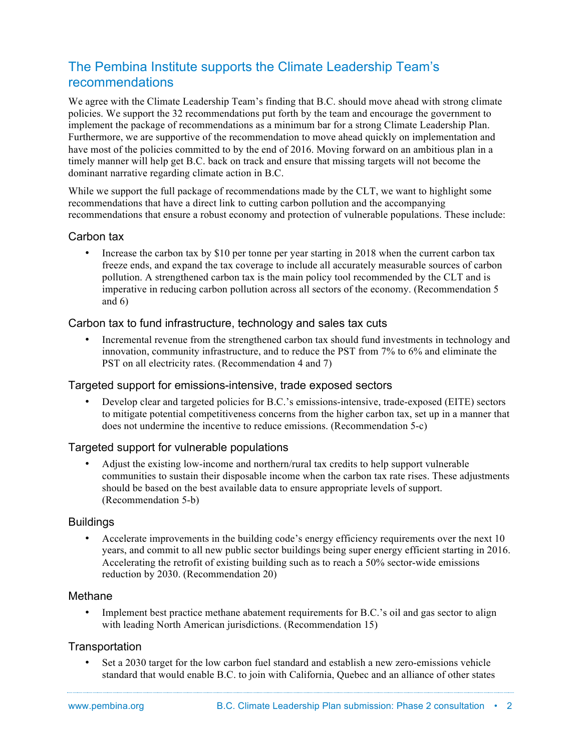## The Pembina Institute supports the Climate Leadership Team's recommendations

We agree with the Climate Leadership Team's finding that B.C. should move ahead with strong climate policies. We support the 32 recommendations put forth by the team and encourage the government to implement the package of recommendations as a minimum bar for a strong Climate Leadership Plan. Furthermore, we are supportive of the recommendation to move ahead quickly on implementation and have most of the policies committed to by the end of 2016. Moving forward on an ambitious plan in a timely manner will help get B.C. back on track and ensure that missing targets will not become the dominant narrative regarding climate action in B.C.

While we support the full package of recommendations made by the CLT, we want to highlight some recommendations that have a direct link to cutting carbon pollution and the accompanying recommendations that ensure a robust economy and protection of vulnerable populations. These include:

### Carbon tax

- Increase the carbon tax by $10 per tonne per year starting in 2018 when the current carbon tax freeze ends, and expand the tax coverage to include all accurately measurable sources of carbon pollution. A strengthened carbon tax is the main policy tool recommended by the CLT and is imperative in reducing carbon pollution across all sectors of the economy. (Recommendation 5 and 6)

### Carbon tax to fund infrastructure, technology and sales tax cuts

- Incremental revenue from the strengthened carbon tax should fund investments in technology and innovation, community infrastructure, and to reduce the PST from 7% to 6% and eliminate the PST on all electricity rates. (Recommendation 4 and 7)

### Targeted support for emissions-intensive, trade exposed sectors

- Develop clear and targeted policies for B.C.'s emissions-intensive, trade-exposed (EITE) sectors to mitigate potential competitiveness concerns from the higher carbon tax, set up in a manner that does not undermine the incentive to reduce emissions. (Recommendation 5-c)

### Targeted support for vulnerable populations

- Adjust the existing low-income and northern/rural tax credits to help support vulnerable communities to sustain their disposable income when the carbon tax rate rises. These adjustments should be based on the best available data to ensure appropriate levels of support. (Recommendation 5-b)

### Buildings

- Accelerate improvements in the building code's energy efficiency requirements over the next 10 years, and commit to all new public sector buildings being super energy efficient starting in 2016. Accelerating the retrofit of existing building such as to reach a 50% sector-wide emissions reduction by 2030. (Recommendation 20)

### Methane

- Implement best practice methane abatement requirements for B.C.'s oil and gas sector to align with leading North American jurisdictions. (Recommendation 15)

### Transportation

- Set a 2030 target for the low carbon fuel standard and establish a new zero-emissions vehicle standard that would enable B.C. to join with California, Quebec and an alliance of other states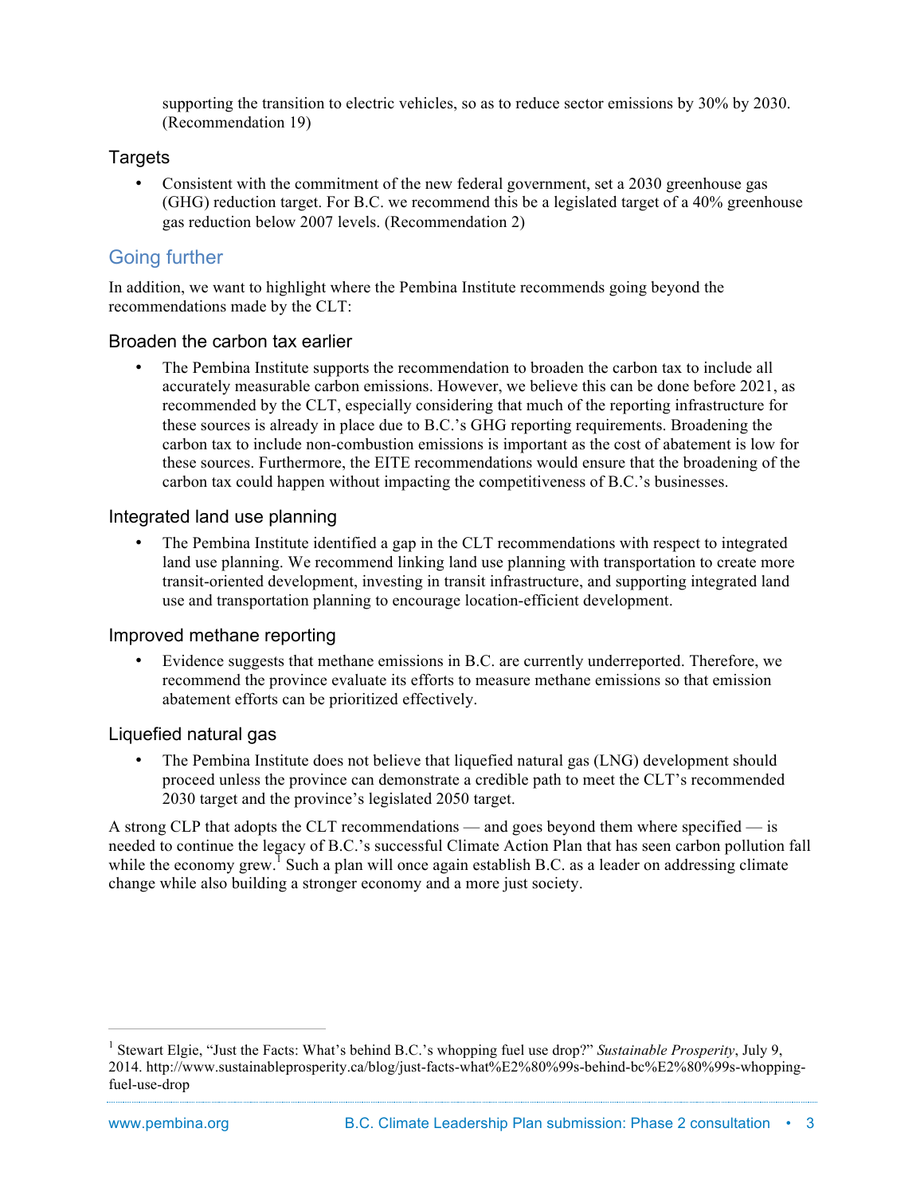supporting the transition to electric vehicles, so as to reduce sector emissions by 30% by 2030. (Recommendation 19)

### Targets

- Consistent with the commitment of the new federal government, set a 2030 greenhouse gas (GHG) reduction target. For B.C. we recommend this be a legislated target of a 40% greenhouse gas reduction below 2007 levels. (Recommendation 2)

## Going further

In addition, we want to highlight where the Pembina Institute recommends going beyond the recommendations made by the CLT:

### Broaden the carbon tax earlier

- The Pembina Institute supports the recommendation to broaden the carbon tax to include all accurately measurable carbon emissions. However, we believe this can be done before 2021, as recommended by the CLT, especially considering that much of the reporting infrastructure for these sources is already in place due to B.C.'s GHG reporting requirements. Broadening the carbon tax to include non-combustion emissions is important as the cost of abatement is low for these sources. Furthermore, the EITE recommendations would ensure that the broadening of the carbon tax could happen without impacting the competitiveness of B.C.'s businesses.

### Integrated land use planning

- The Pembina Institute identified a gap in the CLT recommendations with respect to integrated land use planning. We recommend linking land use planning with transportation to create more transit-oriented development, investing in transit infrastructure, and supporting integrated land use and transportation planning to encourage location-efficient development.

### Improved methane reporting

- Evidence suggests that methane emissions in B.C. are currently underreported. Therefore, we recommend the province evaluate its efforts to measure methane emissions so that emission abatement efforts can be prioritized effectively.

### Liquefied natural gas

- The Pembina Institute does not believe that liquefied natural gas (LNG) development should proceed unless the province can demonstrate a credible path to meet the CLT's recommended 2030 target and the province's legislated 2050 target.

A strong CLP that adopts the CLT recommendations — and goes beyond them where specified — is needed to continue the legacy of B.C.'s successful Climate Action Plan that has seen carbon pollution fall while the economy grew.[1] Such a plan will once again establish B.C. as a leader on addressing climate change while also building a stronger economy and a more just society.

---

[1] Stewart Elgie, "Just the Facts: What's behind B.C.'s whopping fuel use drop?" *Sustainable Prosperity*, July 9, 2014. http://www.sustainableprosperity.ca/blog/just-facts-what%E2%80%99s-behind-bc%E2%80%99s-whopping-fuel-use-drop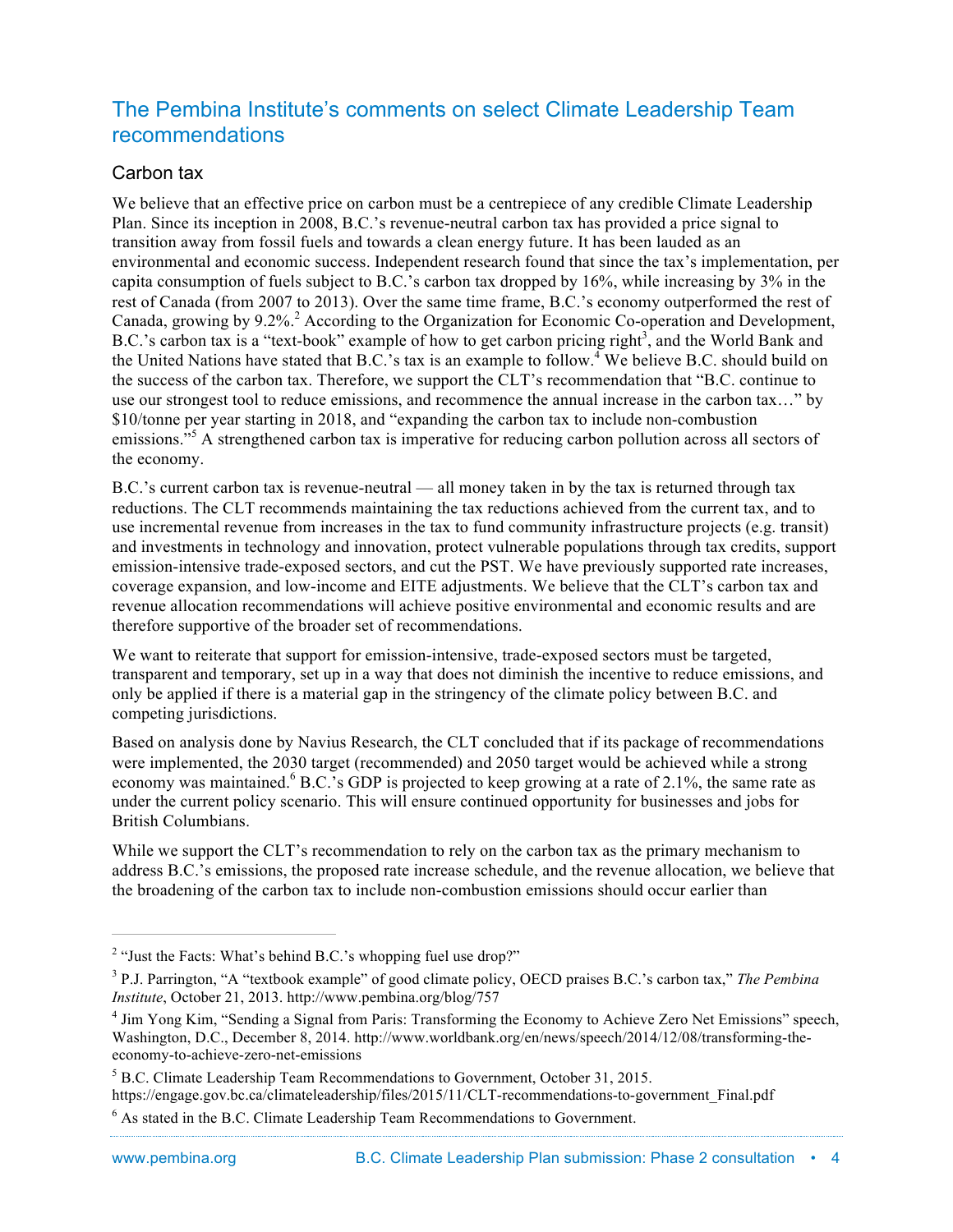## The Pembina Institute's comments on select Climate Leadership Team recommendations

### Carbon tax

We believe that an effective price on carbon must be a centrepiece of any credible Climate Leadership Plan. Since its inception in 2008, B.C.'s revenue-neutral carbon tax has provided a price signal to transition away from fossil fuels and towards a clean energy future. It has been lauded as an environmental and economic success. Independent research found that since the tax's implementation, per capita consumption of fuels subject to B.C.'s carbon tax dropped by 16%, while increasing by 3% in the rest of Canada (from 2007 to 2013). Over the same time frame, B.C.'s economy outperformed the rest of Canada, growing by 9.2%.[2] According to the Organization for Economic Co-operation and Development, B.C.'s carbon tax is a "text-book" example of how to get carbon pricing right[3], and the World Bank and the United Nations have stated that B.C.'s tax is an example to follow.[4] We believe B.C. should build on the success of the carbon tax. Therefore, we support the CLT's recommendation that "B.C. continue to use our strongest tool to reduce emissions, and recommence the annual increase in the carbon tax…" by $10/tonne per year starting in 2018, and "expanding the carbon tax to include non-combustion emissions."[5] A strengthened carbon tax is imperative for reducing carbon pollution across all sectors of the economy.

B.C.'s current carbon tax is revenue-neutral — all money taken in by the tax is returned through tax reductions. The CLT recommends maintaining the tax reductions achieved from the current tax, and to use incremental revenue from increases in the tax to fund community infrastructure projects (e.g. transit) and investments in technology and innovation, protect vulnerable populations through tax credits, support emission-intensive trade-exposed sectors, and cut the PST. We have previously supported rate increases, coverage expansion, and low-income and EITE adjustments. We believe that the CLT's carbon tax and revenue allocation recommendations will achieve positive environmental and economic results and are therefore supportive of the broader set of recommendations.

We want to reiterate that support for emission-intensive, trade-exposed sectors must be targeted, transparent and temporary, set up in a way that does not diminish the incentive to reduce emissions, and only be applied if there is a material gap in the stringency of the climate policy between B.C. and competing jurisdictions.

Based on analysis done by Navius Research, the CLT concluded that if its package of recommendations were implemented, the 2030 target (recommended) and 2050 target would be achieved while a strong economy was maintained.[6] B.C.'s GDP is projected to keep growing at a rate of 2.1%, the same rate as under the current policy scenario. This will ensure continued opportunity for businesses and jobs for British Columbians.

While we support the CLT's recommendation to rely on the carbon tax as the primary mechanism to address B.C.'s emissions, the proposed rate increase schedule, and the revenue allocation, we believe that the broadening of the carbon tax to include non-combustion emissions should occur earlier than

---

[2] "Just the Facts: What's behind B.C.'s whopping fuel use drop?"

[3] P.J. Parrington, "A "textbook example" of good climate policy, OECD praises B.C.'s carbon tax," *The Pembina Institute*, October 21, 2013. http://www.pembina.org/blog/757

[4] Jim Yong Kim, "Sending a Signal from Paris: Transforming the Economy to Achieve Zero Net Emissions" speech, Washington, D.C., December 8, 2014. http://www.worldbank.org/en/news/speech/2014/12/08/transforming-the-economy-to-achieve-zero-net-emissions

[5] B.C. Climate Leadership Team Recommendations to Government, October 31, 2015. https://engage.gov.bc.ca/climateleadership/files/2015/11/CLT-recommendations-to-government_Final.pdf

[6] As stated in the B.C. Climate Leadership Team Recommendations to Government.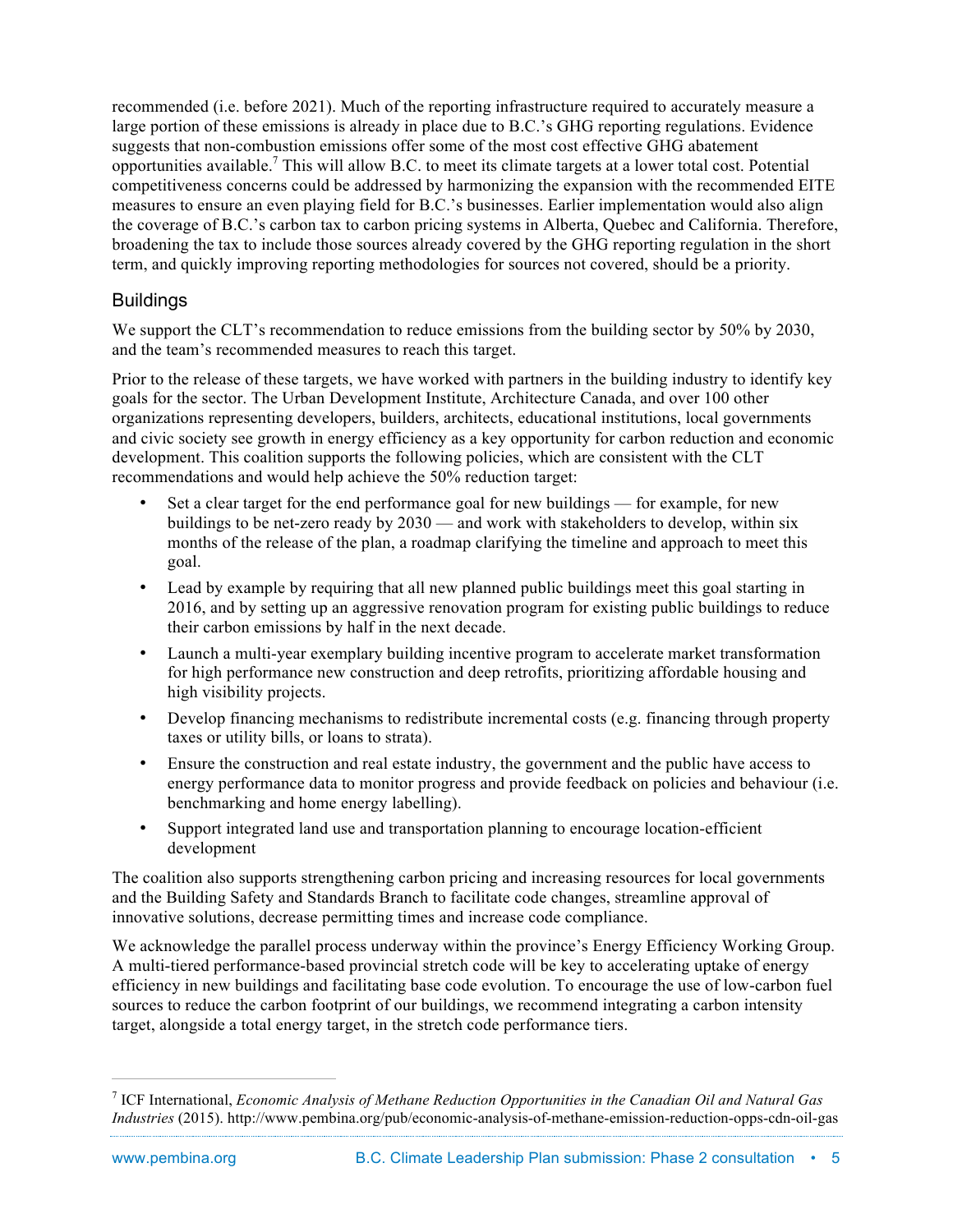recommended (i.e. before 2021). Much of the reporting infrastructure required to accurately measure a large portion of these emissions is already in place due to B.C.'s GHG reporting regulations. Evidence suggests that non-combustion emissions offer some of the most cost effective GHG abatement opportunities available.[7] This will allow B.C. to meet its climate targets at a lower total cost. Potential competitiveness concerns could be addressed by harmonizing the expansion with the recommended EITE measures to ensure an even playing field for B.C.'s businesses. Earlier implementation would also align the coverage of B.C.'s carbon tax to carbon pricing systems in Alberta, Quebec and California. Therefore, broadening the tax to include those sources already covered by the GHG reporting regulation in the short term, and quickly improving reporting methodologies for sources not covered, should be a priority.

## Buildings

We support the CLT's recommendation to reduce emissions from the building sector by 50% by 2030, and the team's recommended measures to reach this target.

Prior to the release of these targets, we have worked with partners in the building industry to identify key goals for the sector. The Urban Development Institute, Architecture Canada, and over 100 other organizations representing developers, builders, architects, educational institutions, local governments and civic society see growth in energy efficiency as a key opportunity for carbon reduction and economic development. This coalition supports the following policies, which are consistent with the CLT recommendations and would help achieve the 50% reduction target:

- Set a clear target for the end performance goal for new buildings — for example, for new buildings to be net-zero ready by 2030 — and work with stakeholders to develop, within six months of the release of the plan, a roadmap clarifying the timeline and approach to meet this goal.
- Lead by example by requiring that all new planned public buildings meet this goal starting in 2016, and by setting up an aggressive renovation program for existing public buildings to reduce their carbon emissions by half in the next decade.
- Launch a multi-year exemplary building incentive program to accelerate market transformation for high performance new construction and deep retrofits, prioritizing affordable housing and high visibility projects.
- Develop financing mechanisms to redistribute incremental costs (e.g. financing through property taxes or utility bills, or loans to strata).
- Ensure the construction and real estate industry, the government and the public have access to energy performance data to monitor progress and provide feedback on policies and behaviour (i.e. benchmarking and home energy labelling).
- Support integrated land use and transportation planning to encourage location-efficient development

The coalition also supports strengthening carbon pricing and increasing resources for local governments and the Building Safety and Standards Branch to facilitate code changes, streamline approval of innovative solutions, decrease permitting times and increase code compliance.

We acknowledge the parallel process underway within the province's Energy Efficiency Working Group. A multi-tiered performance-based provincial stretch code will be key to accelerating uptake of energy efficiency in new buildings and facilitating base code evolution. To encourage the use of low-carbon fuel sources to reduce the carbon footprint of our buildings, we recommend integrating a carbon intensity target, alongside a total energy target, in the stretch code performance tiers.

---

[7] ICF International, *Economic Analysis of Methane Reduction Opportunities in the Canadian Oil and Natural Gas Industries* (2015). http://www.pembina.org/pub/economic-analysis-of-methane-emission-reduction-opps-cdn-oil-gas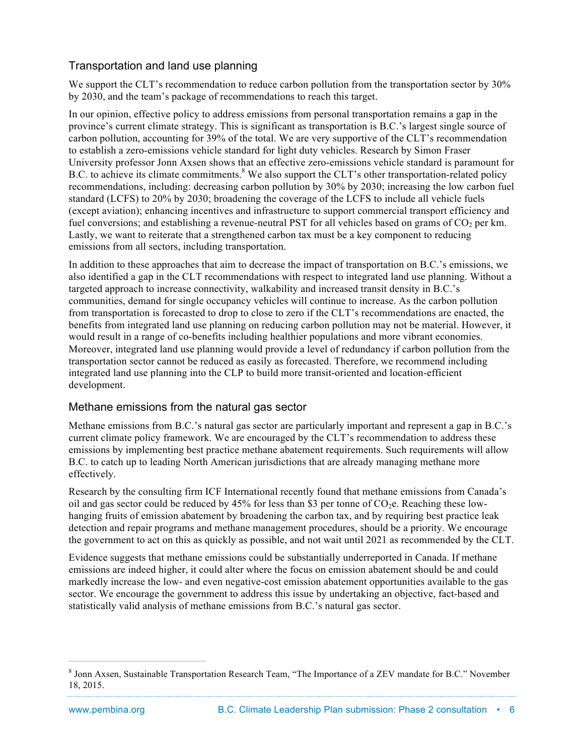## Transportation and land use planning

We support the CLT's recommendation to reduce carbon pollution from the transportation sector by 30% by 2030, and the team's package of recommendations to reach this target.

In our opinion, effective policy to address emissions from personal transportation remains a gap in the province's current climate strategy. This is significant as transportation is B.C.'s largest single source of carbon pollution, accounting for 39% of the total. We are very supportive of the CLT's recommendation to establish a zero-emissions vehicle standard for light duty vehicles. Research by Simon Fraser University professor Jonn Axsen shows that an effective zero-emissions vehicle standard is paramount for B.C. to achieve its climate commitments.[8] We also support the CLT's other transportation-related policy recommendations, including: decreasing carbon pollution by 30% by 2030; increasing the low carbon fuel standard (LCFS) to 20% by 2030; broadening the coverage of the LCFS to include all vehicle fuels (except aviation); enhancing incentives and infrastructure to support commercial transport efficiency and fuel conversions; and establishing a revenue-neutral PST for all vehicles based on grams of $CO_2$ per km. Lastly, we want to reiterate that a strengthened carbon tax must be a key component to reducing emissions from all sectors, including transportation.

In addition to these approaches that aim to decrease the impact of transportation on B.C.'s emissions, we also identified a gap in the CLT recommendations with respect to integrated land use planning. Without a targeted approach to increase connectivity, walkability and increased transit density in B.C.'s communities, demand for single occupancy vehicles will continue to increase. As the carbon pollution from transportation is forecasted to drop to close to zero if the CLT's recommendations are enacted, the benefits from integrated land use planning on reducing carbon pollution may not be material. However, it would result in a range of co-benefits including healthier populations and more vibrant economies. Moreover, integrated land use planning would provide a level of redundancy if carbon pollution from the transportation sector cannot be reduced as easily as forecasted. Therefore, we recommend including integrated land use planning into the CLP to build more transit-oriented and location-efficient development.

## Methane emissions from the natural gas sector

Methane emissions from B.C.'s natural gas sector are particularly important and represent a gap in B.C.'s current climate policy framework. We are encouraged by the CLT's recommendation to address these emissions by implementing best practice methane abatement requirements. Such requirements will allow B.C. to catch up to leading North American jurisdictions that are already managing methane more effectively.

Research by the consulting firm ICF International recently found that methane emissions from Canada's oil and gas sector could be reduced by 45% for less than $3 per tonne of $CO_2$e. Reaching these low-hanging fruits of emission abatement by broadening the carbon tax, and by requiring best practice leak detection and repair programs and methane management procedures, should be a priority. We encourage the government to act on this as quickly as possible, and not wait until 2021 as recommended by the CLT.

Evidence suggests that methane emissions could be substantially underreported in Canada. If methane emissions are indeed higher, it could alter where the focus on emission abatement should be and could markedly increase the low- and even negative-cost emission abatement opportunities available to the gas sector. We encourage the government to address this issue by undertaking an objective, fact-based and statistically valid analysis of methane emissions from B.C.'s natural gas sector.

---

[8] Jonn Axsen, Sustainable Transportation Research Team, "The Importance of a ZEV mandate for B.C." November 18, 2015.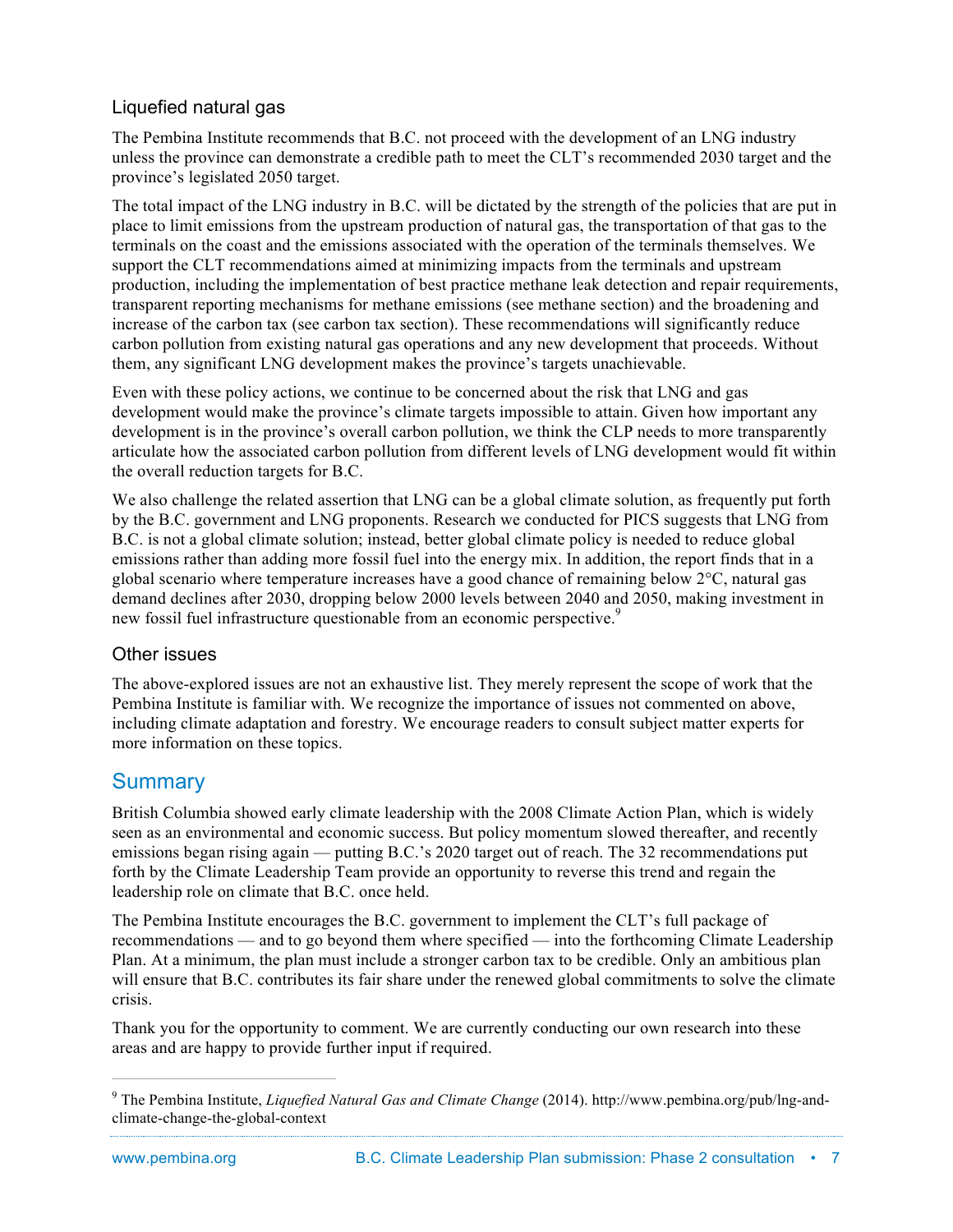### Liquefied natural gas

The Pembina Institute recommends that B.C. not proceed with the development of an LNG industry unless the province can demonstrate a credible path to meet the CLT's recommended 2030 target and the province's legislated 2050 target.

The total impact of the LNG industry in B.C. will be dictated by the strength of the policies that are put in place to limit emissions from the upstream production of natural gas, the transportation of that gas to the terminals on the coast and the emissions associated with the operation of the terminals themselves. We support the CLT recommendations aimed at minimizing impacts from the terminals and upstream production, including the implementation of best practice methane leak detection and repair requirements, transparent reporting mechanisms for methane emissions (see methane section) and the broadening and increase of the carbon tax (see carbon tax section). These recommendations will significantly reduce carbon pollution from existing natural gas operations and any new development that proceeds. Without them, any significant LNG development makes the province's targets unachievable.

Even with these policy actions, we continue to be concerned about the risk that LNG and gas development would make the province's climate targets impossible to attain. Given how important any development is in the province's overall carbon pollution, we think the CLP needs to more transparently articulate how the associated carbon pollution from different levels of LNG development would fit within the overall reduction targets for B.C.

We also challenge the related assertion that LNG can be a global climate solution, as frequently put forth by the B.C. government and LNG proponents. Research we conducted for PICS suggests that LNG from B.C. is not a global climate solution; instead, better global climate policy is needed to reduce global emissions rather than adding more fossil fuel into the energy mix. In addition, the report finds that in a global scenario where temperature increases have a good chance of remaining below 2°C, natural gas demand declines after 2030, dropping below 2000 levels between 2040 and 2050, making investment in new fossil fuel infrastructure questionable from an economic perspective.[9]

### Other issues

The above-explored issues are not an exhaustive list. They merely represent the scope of work that the Pembina Institute is familiar with. We recognize the importance of issues not commented on above, including climate adaptation and forestry. We encourage readers to consult subject matter experts for more information on these topics.

## Summary

British Columbia showed early climate leadership with the 2008 Climate Action Plan, which is widely seen as an environmental and economic success. But policy momentum slowed thereafter, and recently emissions began rising again — putting B.C.'s 2020 target out of reach. The 32 recommendations put forth by the Climate Leadership Team provide an opportunity to reverse this trend and regain the leadership role on climate that B.C. once held.

The Pembina Institute encourages the B.C. government to implement the CLT's full package of recommendations — and to go beyond them where specified — into the forthcoming Climate Leadership Plan. At a minimum, the plan must include a stronger carbon tax to be credible. Only an ambitious plan will ensure that B.C. contributes its fair share under the renewed global commitments to solve the climate crisis.

Thank you for the opportunity to comment. We are currently conducting our own research into these areas and are happy to provide further input if required.

---

[9] The Pembina Institute, *Liquefied Natural Gas and Climate Change* (2014). http://www.pembina.org/pub/lng-and-climate-change-the-global-context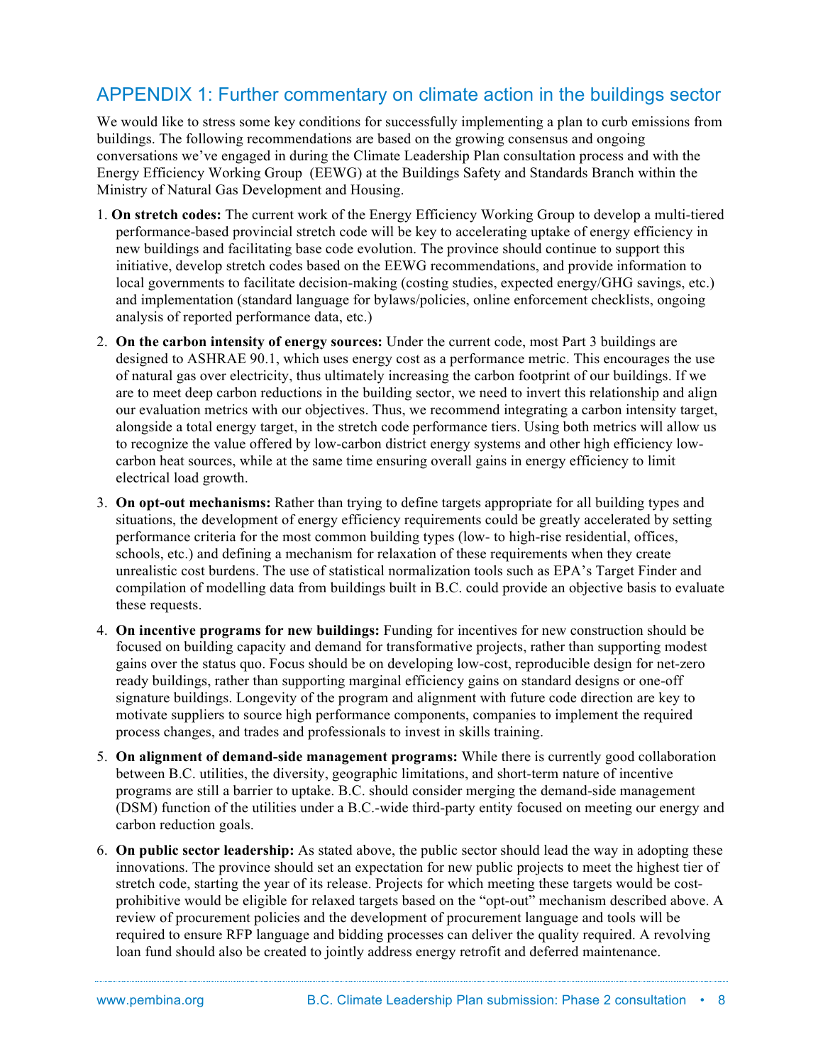## APPENDIX 1: Further commentary on climate action in the buildings sector

We would like to stress some key conditions for successfully implementing a plan to curb emissions from buildings. The following recommendations are based on the growing consensus and ongoing conversations we've engaged in during the Climate Leadership Plan consultation process and with the Energy Efficiency Working Group (EEWG) at the Buildings Safety and Standards Branch within the Ministry of Natural Gas Development and Housing.

1. **On stretch codes:** The current work of the Energy Efficiency Working Group to develop a multi-tiered performance-based provincial stretch code will be key to accelerating uptake of energy efficiency in new buildings and facilitating base code evolution. The province should continue to support this initiative, develop stretch codes based on the EEWG recommendations, and provide information to local governments to facilitate decision-making (costing studies, expected energy/GHG savings, etc.) and implementation (standard language for bylaws/policies, online enforcement checklists, ongoing analysis of reported performance data, etc.)
2. **On the carbon intensity of energy sources:** Under the current code, most Part 3 buildings are designed to ASHRAE 90.1, which uses energy cost as a performance metric. This encourages the use of natural gas over electricity, thus ultimately increasing the carbon footprint of our buildings. If we are to meet deep carbon reductions in the building sector, we need to invert this relationship and align our evaluation metrics with our objectives. Thus, we recommend integrating a carbon intensity target, alongside a total energy target, in the stretch code performance tiers. Using both metrics will allow us to recognize the value offered by low-carbon district energy systems and other high efficiency low-carbon heat sources, while at the same time ensuring overall gains in energy efficiency to limit electrical load growth.
3. **On opt-out mechanisms:** Rather than trying to define targets appropriate for all building types and situations, the development of energy efficiency requirements could be greatly accelerated by setting performance criteria for the most common building types (low- to high-rise residential, offices, schools, etc.) and defining a mechanism for relaxation of these requirements when they create unrealistic cost burdens. The use of statistical normalization tools such as EPA's Target Finder and compilation of modelling data from buildings built in B.C. could provide an objective basis to evaluate these requests.
4. **On incentive programs for new buildings:** Funding for incentives for new construction should be focused on building capacity and demand for transformative projects, rather than supporting modest gains over the status quo. Focus should be on developing low-cost, reproducible design for net-zero ready buildings, rather than supporting marginal efficiency gains on standard designs or one-off signature buildings. Longevity of the program and alignment with future code direction are key to motivate suppliers to source high performance components, companies to implement the required process changes, and trades and professionals to invest in skills training.
5. **On alignment of demand-side management programs:** While there is currently good collaboration between B.C. utilities, the diversity, geographic limitations, and short-term nature of incentive programs are still a barrier to uptake. B.C. should consider merging the demand-side management (DSM) function of the utilities under a B.C.-wide third-party entity focused on meeting our energy and carbon reduction goals.
6. **On public sector leadership:** As stated above, the public sector should lead the way in adopting these innovations. The province should set an expectation for new public projects to meet the highest tier of stretch code, starting the year of its release. Projects for which meeting these targets would be cost-prohibitive would be eligible for relaxed targets based on the "opt-out" mechanism described above. A review of procurement policies and the development of procurement language and tools will be required to ensure RFP language and bidding processes can deliver the quality required. A revolving loan fund should also be created to jointly address energy retrofit and deferred maintenance.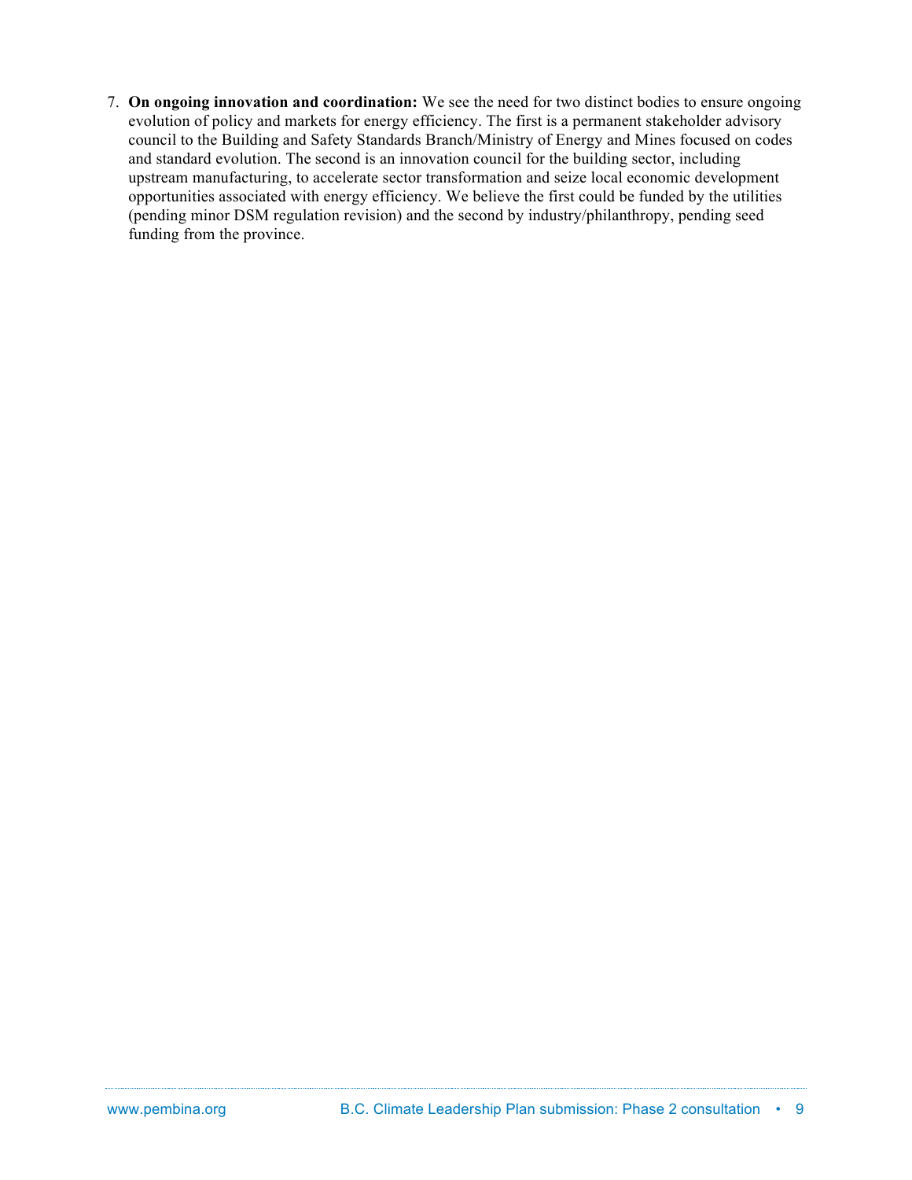7. **On ongoing innovation and coordination:** We see the need for two distinct bodies to ensure ongoing evolution of policy and markets for energy efficiency. The first is a permanent stakeholder advisory council to the Building and Safety Standards Branch/Ministry of Energy and Mines focused on codes and standard evolution. The second is an innovation council for the building sector, including upstream manufacturing, to accelerate sector transformation and seize local economic development opportunities associated with energy efficiency. We believe the first could be funded by the utilities (pending minor DSM regulation revision) and the second by industry/philanthropy, pending seed funding from the province.